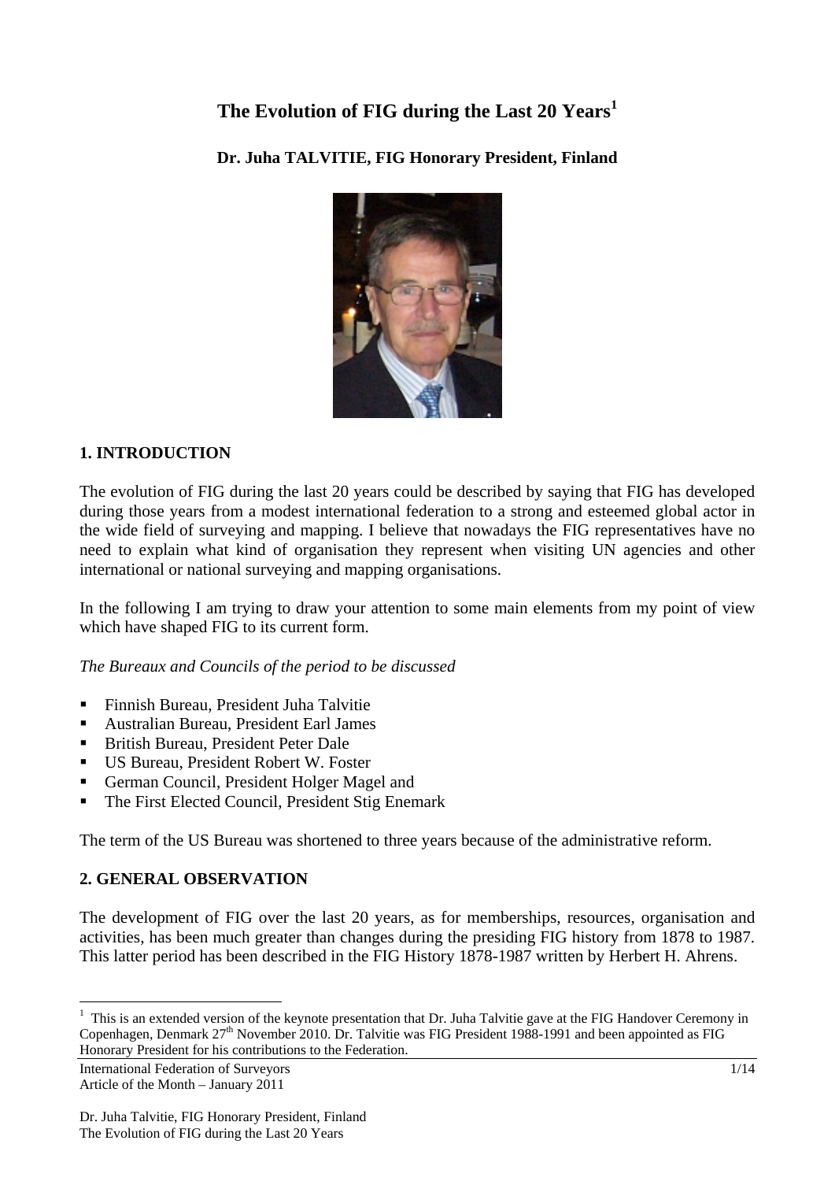# The Evolution of FIG during the Last 20 Years[1]

**Dr. Juha TALVITIE, FIG Honorary President, Finland**

## 1. INTRODUCTION

The evolution of FIG during the last 20 years could be described by saying that FIG has developed during those years from a modest international federation to a strong and esteemed global actor in the wide field of surveying and mapping. I believe that nowadays the FIG representatives have no need to explain what kind of organisation they represent when visiting UN agencies and other international or national surveying and mapping organisations.

In the following I am trying to draw your attention to some main elements from my point of view which have shaped FIG to its current form.

*The Bureaux and Councils of the period to be discussed*

- Finnish Bureau, President Juha Talvitie
- Australian Bureau, President Earl James
- British Bureau, President Peter Dale
- US Bureau, President Robert W. Foster
- German Council, President Holger Magel and
- The First Elected Council, President Stig Enemark

The term of the US Bureau was shortened to three years because of the administrative reform.

## 2. GENERAL OBSERVATION

The development of FIG over the last 20 years, as for memberships, resources, organisation and activities, has been much greater than changes during the presiding FIG history from 1878 to 1987. This latter period has been described in the FIG History 1878-1987 written by Herbert H. Ahrens.

[1] This is an extended version of the keynote presentation that Dr. Juha Talvitie gave at the FIG Handover Ceremony in Copenhagen, Denmark 27th November 2010. Dr. Talvitie was FIG President 1988-1991 and been appointed as FIG Honorary President for his contributions to the Federation.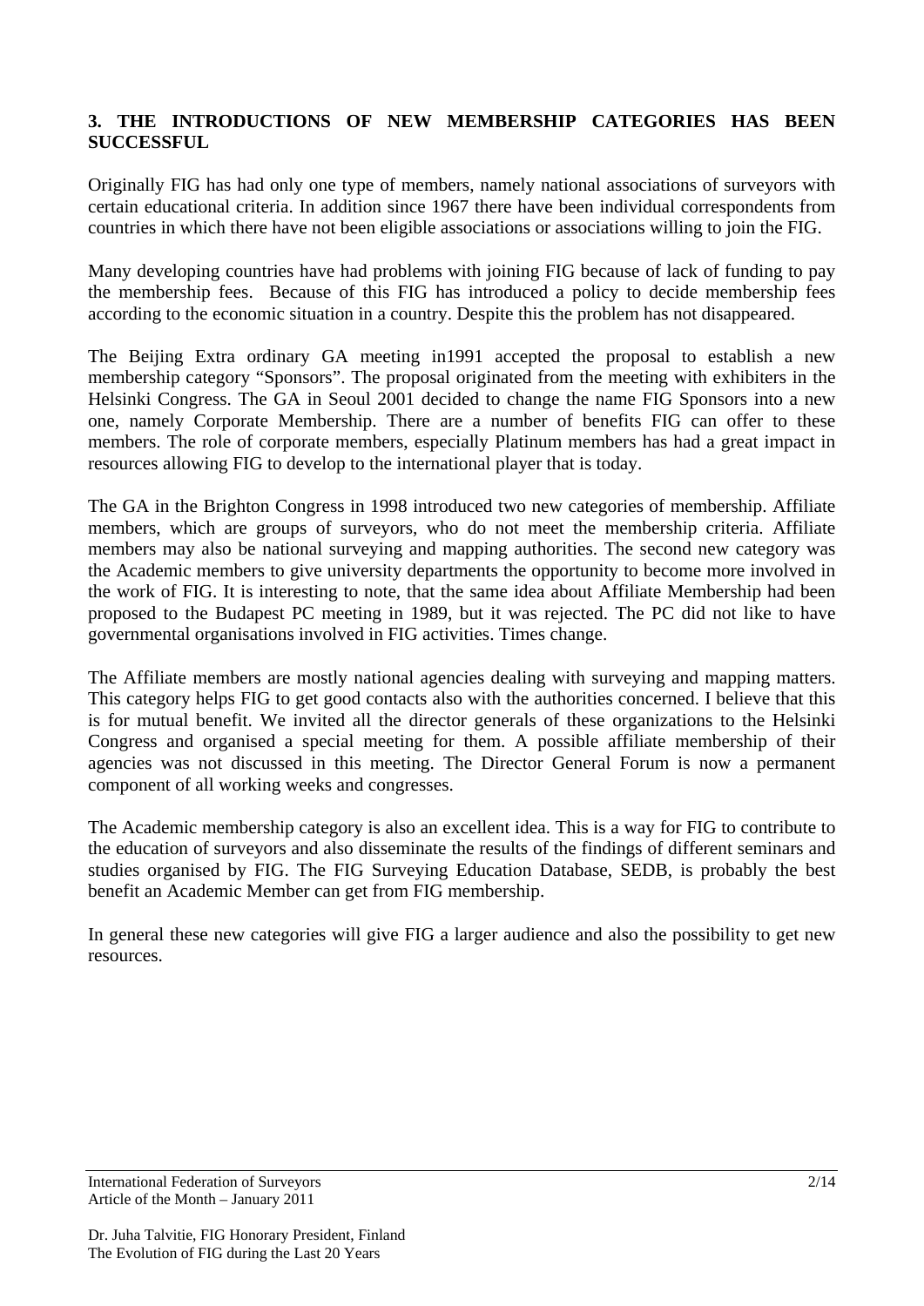## 3. THE INTRODUCTIONS OF NEW MEMBERSHIP CATEGORIES HAS BEEN SUCCESSFUL

Originally FIG has had only one type of members, namely national associations of surveyors with certain educational criteria. In addition since 1967 there have been individual correspondents from countries in which there have not been eligible associations or associations willing to join the FIG.

Many developing countries have had problems with joining FIG because of lack of funding to pay the membership fees. Because of this FIG has introduced a policy to decide membership fees according to the economic situation in a country. Despite this the problem has not disappeared.

The Beijing Extra ordinary GA meeting in1991 accepted the proposal to establish a new membership category "Sponsors". The proposal originated from the meeting with exhibiters in the Helsinki Congress. The GA in Seoul 2001 decided to change the name FIG Sponsors into a new one, namely Corporate Membership. There are a number of benefits FIG can offer to these members. The role of corporate members, especially Platinum members has had a great impact in resources allowing FIG to develop to the international player that is today.

The GA in the Brighton Congress in 1998 introduced two new categories of membership. Affiliate members, which are groups of surveyors, who do not meet the membership criteria. Affiliate members may also be national surveying and mapping authorities. The second new category was the Academic members to give university departments the opportunity to become more involved in the work of FIG. It is interesting to note, that the same idea about Affiliate Membership had been proposed to the Budapest PC meeting in 1989, but it was rejected. The PC did not like to have governmental organisations involved in FIG activities. Times change.

The Affiliate members are mostly national agencies dealing with surveying and mapping matters. This category helps FIG to get good contacts also with the authorities concerned. I believe that this is for mutual benefit. We invited all the director generals of these organizations to the Helsinki Congress and organised a special meeting for them. A possible affiliate membership of their agencies was not discussed in this meeting. The Director General Forum is now a permanent component of all working weeks and congresses.

The Academic membership category is also an excellent idea. This is a way for FIG to contribute to the education of surveyors and also disseminate the results of the findings of different seminars and studies organised by FIG. The FIG Surveying Education Database, SEDB, is probably the best benefit an Academic Member can get from FIG membership.

In general these new categories will give FIG a larger audience and also the possibility to get new resources.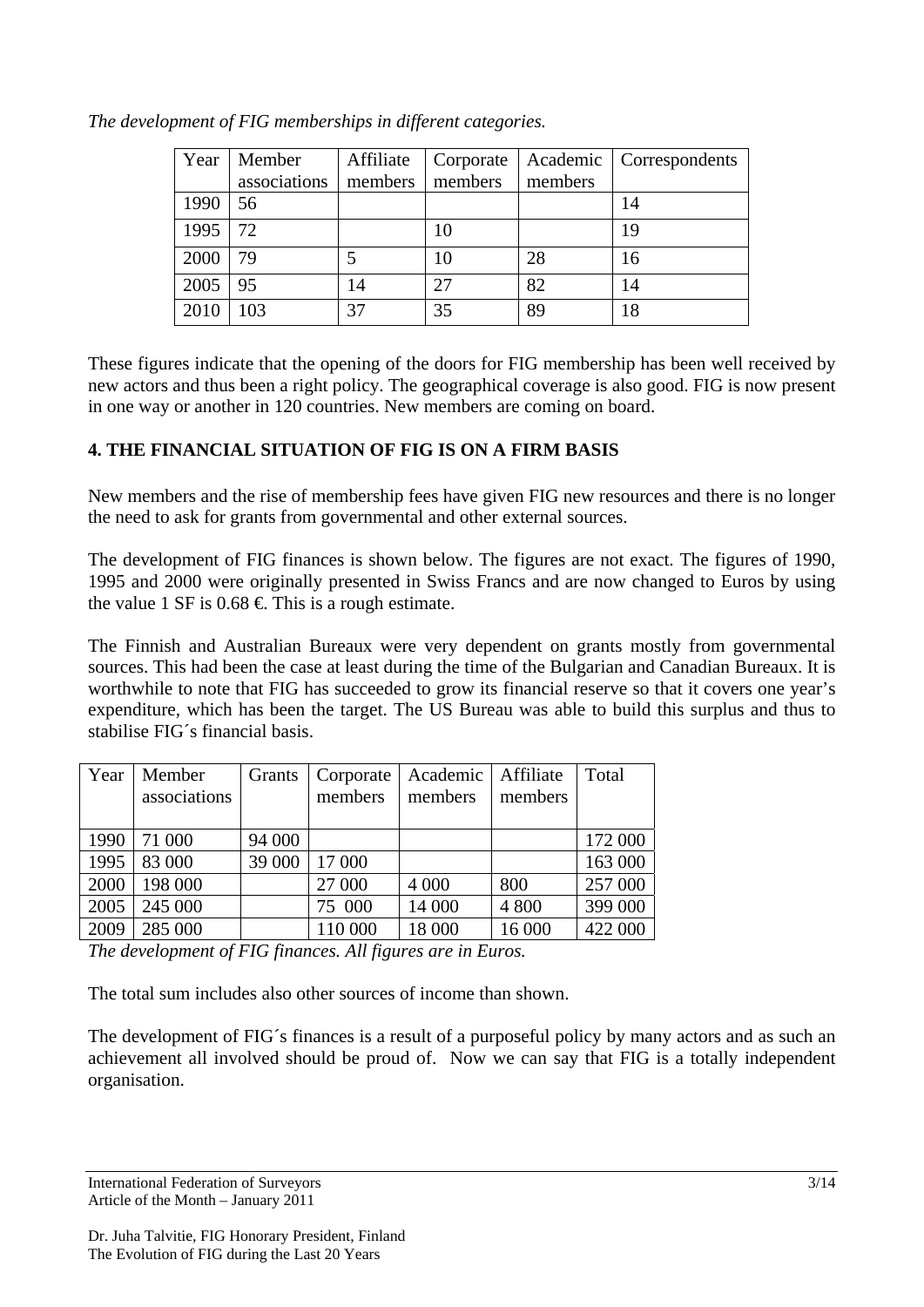*The development of FIG memberships in different categories.*

| Year | Member associations | Affiliate members | Corporate members | Academic members | Correspondents |
|---|---|---|---|---|---|
| 1990 | 56 | | | | 14 |
| 1995 | 72 | | 10 | | 19 |
| 2000 | 79 | 5 | 10 | 28 | 16 |
| 2005 | 95 | 14 | 27 | 82 | 14 |
| 2010 | 103 | 37 | 35 | 89 | 18 |

These figures indicate that the opening of the doors for FIG membership has been well received by new actors and thus been a right policy. The geographical coverage is also good. FIG is now present in one way or another in 120 countries. New members are coming on board.

## 4. THE FINANCIAL SITUATION OF FIG IS ON A FIRM BASIS

New members and the rise of membership fees have given FIG new resources and there is no longer the need to ask for grants from governmental and other external sources.

The development of FIG finances is shown below. The figures are not exact. The figures of 1990, 1995 and 2000 were originally presented in Swiss Francs and are now changed to Euros by using the value 1 SF is 0.68 €. This is a rough estimate.

The Finnish and Australian Bureaux were very dependent on grants mostly from governmental sources. This had been the case at least during the time of the Bulgarian and Canadian Bureaux. It is worthwhile to note that FIG has succeeded to grow its financial reserve so that it covers one year's expenditure, which has been the target. The US Bureau was able to build this surplus and thus to stabilise FIG´s financial basis.

| Year | Member associations | Grants | Corporate members | Academic members | Affiliate members | Total |
|---|---|---|---|---|---|---|
| 1990 | 71 000 | 94 000 | | | | 172 000 |
| 1995 | 83 000 | 39 000 | 17 000 | | | 163 000 |
| 2000 | 198 000 | | 27 000 | 4 000 | 800 | 257 000 |
| 2005 | 245 000 | | 75 000 | 14 000 | 4 800 | 399 000 |
| 2009 | 285 000 | | 110 000 | 18 000 | 16 000 | 422 000 |

*The development of FIG finances. All figures are in Euros.*

The total sum includes also other sources of income than shown.

The development of FIG´s finances is a result of a purposeful policy by many actors and as such an achievement all involved should be proud of. Now we can say that FIG is a totally independent organisation.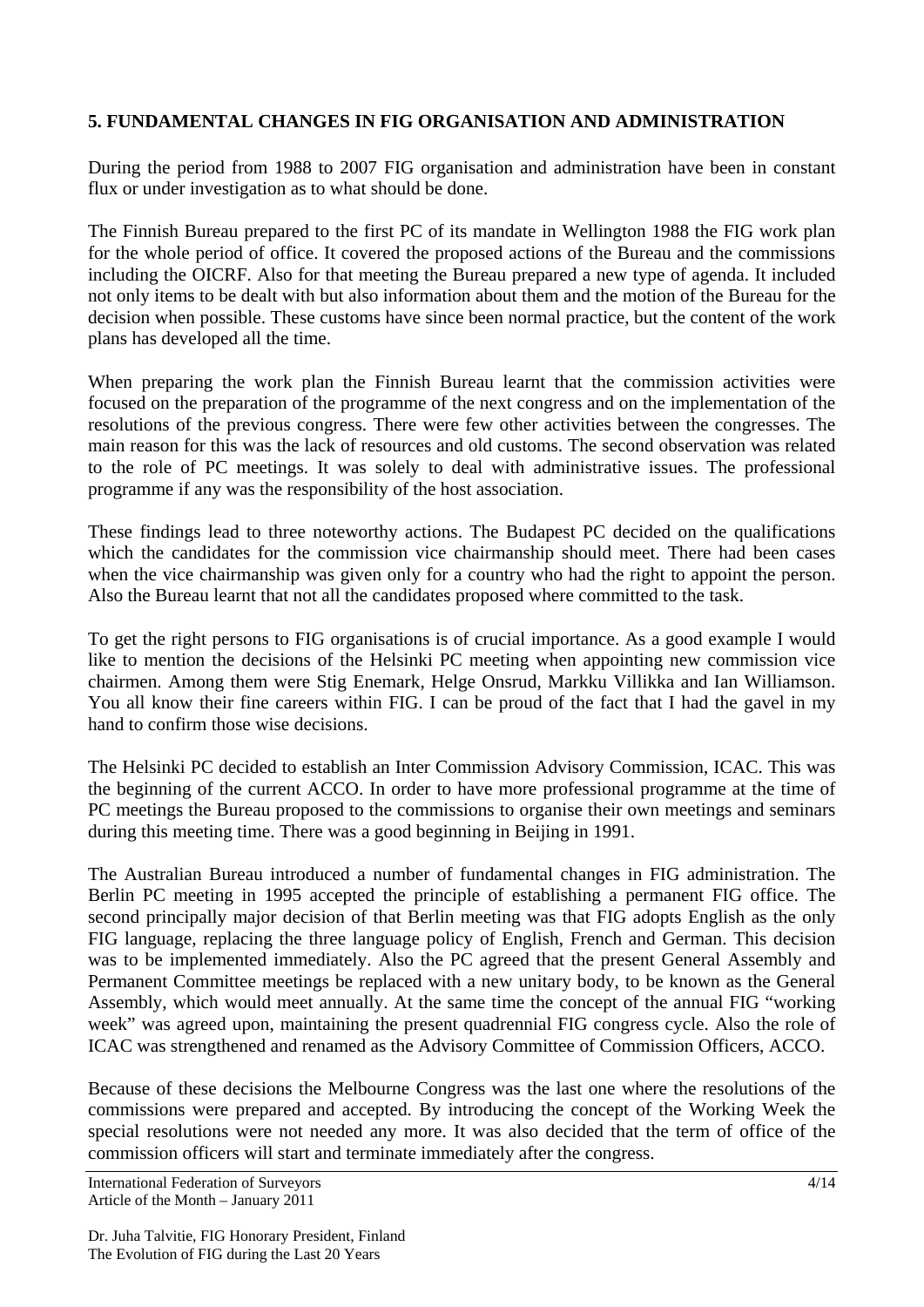## 5. FUNDAMENTAL CHANGES IN FIG ORGANISATION AND ADMINISTRATION

During the period from 1988 to 2007 FIG organisation and administration have been in constant flux or under investigation as to what should be done.

The Finnish Bureau prepared to the first PC of its mandate in Wellington 1988 the FIG work plan for the whole period of office. It covered the proposed actions of the Bureau and the commissions including the OICRF. Also for that meeting the Bureau prepared a new type of agenda. It included not only items to be dealt with but also information about them and the motion of the Bureau for the decision when possible. These customs have since been normal practice, but the content of the work plans has developed all the time.

When preparing the work plan the Finnish Bureau learnt that the commission activities were focused on the preparation of the programme of the next congress and on the implementation of the resolutions of the previous congress. There were few other activities between the congresses. The main reason for this was the lack of resources and old customs. The second observation was related to the role of PC meetings. It was solely to deal with administrative issues. The professional programme if any was the responsibility of the host association.

These findings lead to three noteworthy actions. The Budapest PC decided on the qualifications which the candidates for the commission vice chairmanship should meet. There had been cases when the vice chairmanship was given only for a country who had the right to appoint the person. Also the Bureau learnt that not all the candidates proposed where committed to the task.

To get the right persons to FIG organisations is of crucial importance. As a good example I would like to mention the decisions of the Helsinki PC meeting when appointing new commission vice chairmen. Among them were Stig Enemark, Helge Onsrud, Markku Villikka and Ian Williamson. You all know their fine careers within FIG. I can be proud of the fact that I had the gavel in my hand to confirm those wise decisions.

The Helsinki PC decided to establish an Inter Commission Advisory Commission, ICAC. This was the beginning of the current ACCO. In order to have more professional programme at the time of PC meetings the Bureau proposed to the commissions to organise their own meetings and seminars during this meeting time. There was a good beginning in Beijing in 1991.

The Australian Bureau introduced a number of fundamental changes in FIG administration. The Berlin PC meeting in 1995 accepted the principle of establishing a permanent FIG office. The second principally major decision of that Berlin meeting was that FIG adopts English as the only FIG language, replacing the three language policy of English, French and German. This decision was to be implemented immediately. Also the PC agreed that the present General Assembly and Permanent Committee meetings be replaced with a new unitary body, to be known as the General Assembly, which would meet annually. At the same time the concept of the annual FIG "working week" was agreed upon, maintaining the present quadrennial FIG congress cycle. Also the role of ICAC was strengthened and renamed as the Advisory Committee of Commission Officers, ACCO.

Because of these decisions the Melbourne Congress was the last one where the resolutions of the commissions were prepared and accepted. By introducing the concept of the Working Week the special resolutions were not needed any more. It was also decided that the term of office of the commission officers will start and terminate immediately after the congress.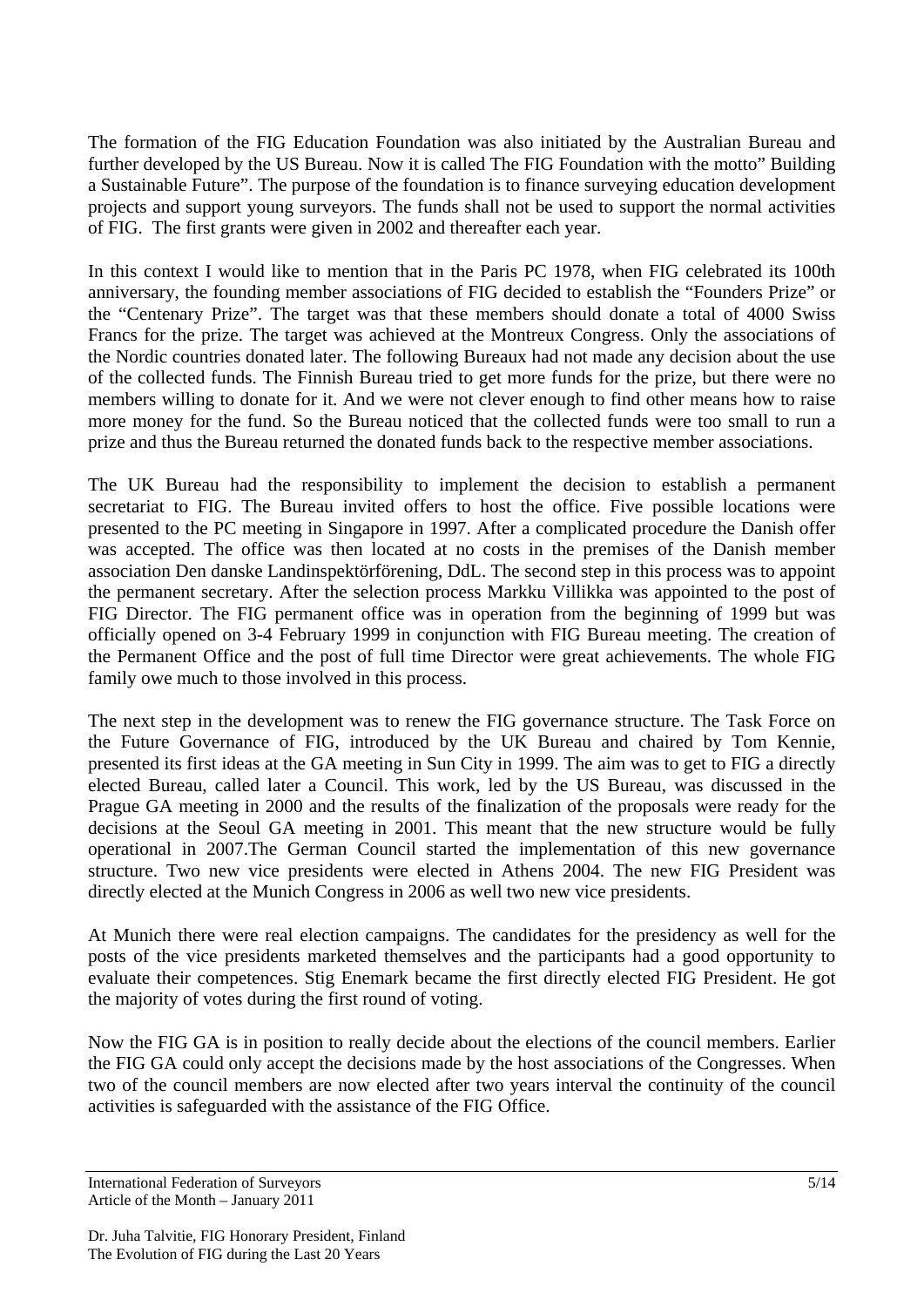The formation of the FIG Education Foundation was also initiated by the Australian Bureau and further developed by the US Bureau. Now it is called The FIG Foundation with the motto" Building a Sustainable Future". The purpose of the foundation is to finance surveying education development projects and support young surveyors. The funds shall not be used to support the normal activities of FIG. The first grants were given in 2002 and thereafter each year.

In this context I would like to mention that in the Paris PC 1978, when FIG celebrated its 100th anniversary, the founding member associations of FIG decided to establish the "Founders Prize" or the "Centenary Prize". The target was that these members should donate a total of 4000 Swiss Francs for the prize. The target was achieved at the Montreux Congress. Only the associations of the Nordic countries donated later. The following Bureaux had not made any decision about the use of the collected funds. The Finnish Bureau tried to get more funds for the prize, but there were no members willing to donate for it. And we were not clever enough to find other means how to raise more money for the fund. So the Bureau noticed that the collected funds were too small to run a prize and thus the Bureau returned the donated funds back to the respective member associations.

The UK Bureau had the responsibility to implement the decision to establish a permanent secretariat to FIG. The Bureau invited offers to host the office. Five possible locations were presented to the PC meeting in Singapore in 1997. After a complicated procedure the Danish offer was accepted. The office was then located at no costs in the premises of the Danish member association Den danske Landinspektörförening, DdL. The second step in this process was to appoint the permanent secretary. After the selection process Markku Villikka was appointed to the post of FIG Director. The FIG permanent office was in operation from the beginning of 1999 but was officially opened on 3-4 February 1999 in conjunction with FIG Bureau meeting. The creation of the Permanent Office and the post of full time Director were great achievements. The whole FIG family owe much to those involved in this process.

The next step in the development was to renew the FIG governance structure. The Task Force on the Future Governance of FIG, introduced by the UK Bureau and chaired by Tom Kennie, presented its first ideas at the GA meeting in Sun City in 1999. The aim was to get to FIG a directly elected Bureau, called later a Council. This work, led by the US Bureau, was discussed in the Prague GA meeting in 2000 and the results of the finalization of the proposals were ready for the decisions at the Seoul GA meeting in 2001. This meant that the new structure would be fully operational in 2007.The German Council started the implementation of this new governance structure. Two new vice presidents were elected in Athens 2004. The new FIG President was directly elected at the Munich Congress in 2006 as well two new vice presidents.

At Munich there were real election campaigns. The candidates for the presidency as well for the posts of the vice presidents marketed themselves and the participants had a good opportunity to evaluate their competences. Stig Enemark became the first directly elected FIG President. He got the majority of votes during the first round of voting.

Now the FIG GA is in position to really decide about the elections of the council members. Earlier the FIG GA could only accept the decisions made by the host associations of the Congresses. When two of the council members are now elected after two years interval the continuity of the council activities is safeguarded with the assistance of the FIG Office.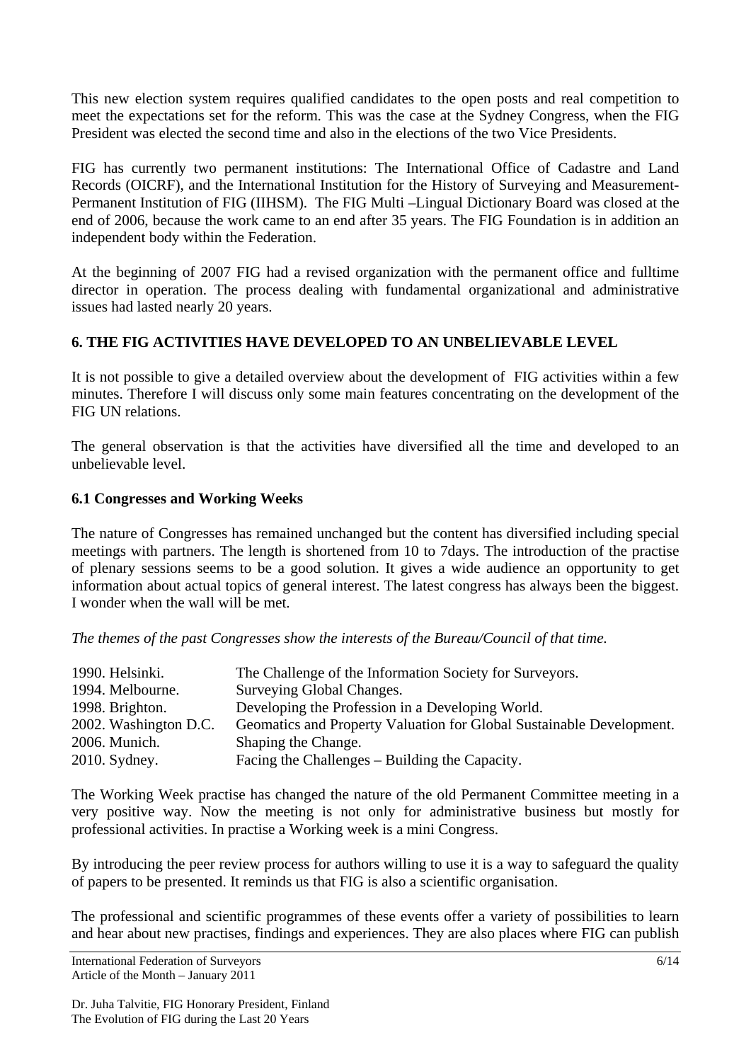This new election system requires qualified candidates to the open posts and real competition to meet the expectations set for the reform. This was the case at the Sydney Congress, when the FIG President was elected the second time and also in the elections of the two Vice Presidents.

FIG has currently two permanent institutions: The International Office of Cadastre and Land Records (OICRF), and the International Institution for the History of Surveying and Measurement-Permanent Institution of FIG (IIHSM). The FIG Multi –Lingual Dictionary Board was closed at the end of 2006, because the work came to an end after 35 years. The FIG Foundation is in addition an independent body within the Federation.

At the beginning of 2007 FIG had a revised organization with the permanent office and fulltime director in operation. The process dealing with fundamental organizational and administrative issues had lasted nearly 20 years.

## 6. THE FIG ACTIVITIES HAVE DEVELOPED TO AN UNBELIEVABLE LEVEL

It is not possible to give a detailed overview about the development of FIG activities within a few minutes. Therefore I will discuss only some main features concentrating on the development of the FIG UN relations.

The general observation is that the activities have diversified all the time and developed to an unbelievable level.

### 6.1 Congresses and Working Weeks

The nature of Congresses has remained unchanged but the content has diversified including special meetings with partners. The length is shortened from 10 to 7days. The introduction of the practise of plenary sessions seems to be a good solution. It gives a wide audience an opportunity to get information about actual topics of general interest. The latest congress has always been the biggest. I wonder when the wall will be met.

*The themes of the past Congresses show the interests of the Bureau/Council of that time.*

| | |
|---|---|
| 1990. Helsinki. | The Challenge of the Information Society for Surveyors. |
| 1994. Melbourne. | Surveying Global Changes. |
| 1998. Brighton. | Developing the Profession in a Developing World. |
| 2002. Washington D.C. | Geomatics and Property Valuation for Global Sustainable Development. |
| 2006. Munich. | Shaping the Change. |
| 2010. Sydney. | Facing the Challenges – Building the Capacity. |

The Working Week practise has changed the nature of the old Permanent Committee meeting in a very positive way. Now the meeting is not only for administrative business but mostly for professional activities. In practise a Working week is a mini Congress.

By introducing the peer review process for authors willing to use it is a way to safeguard the quality of papers to be presented. It reminds us that FIG is also a scientific organisation.

The professional and scientific programmes of these events offer a variety of possibilities to learn and hear about new practises, findings and experiences. They are also places where FIG can publish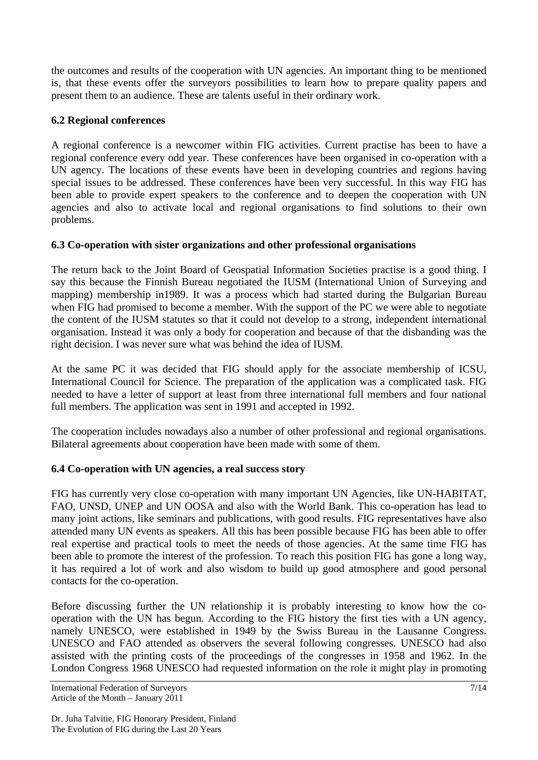the outcomes and results of the cooperation with UN agencies. An important thing to be mentioned is, that these events offer the surveyors possibilities to learn how to prepare quality papers and present them to an audience. These are talents useful in their ordinary work.

### 6.2 Regional conferences

A regional conference is a newcomer within FIG activities. Current practise has been to have a regional conference every odd year. These conferences have been organised in co-operation with a UN agency. The locations of these events have been in developing countries and regions having special issues to be addressed. These conferences have been very successful. In this way FIG has been able to provide expert speakers to the conference and to deepen the cooperation with UN agencies and also to activate local and regional organisations to find solutions to their own problems.

### 6.3 Co-operation with sister organizations and other professional organisations

The return back to the Joint Board of Geospatial Information Societies practise is a good thing. I say this because the Finnish Bureau negotiated the IUSM (International Union of Surveying and mapping) membership in1989. It was a process which had started during the Bulgarian Bureau when FIG had promised to become a member. With the support of the PC we were able to negotiate the content of the IUSM statutes so that it could not develop to a strong, independent international organisation. Instead it was only a body for cooperation and because of that the disbanding was the right decision. I was never sure what was behind the idea of IUSM.

At the same PC it was decided that FIG should apply for the associate membership of ICSU, International Council for Science. The preparation of the application was a complicated task. FIG needed to have a letter of support at least from three international full members and four national full members. The application was sent in 1991 and accepted in 1992.

The cooperation includes nowadays also a number of other professional and regional organisations. Bilateral agreements about cooperation have been made with some of them.

### 6.4 Co-operation with UN agencies, a real success story

FIG has currently very close co-operation with many important UN Agencies, like UN-HABITAT, FAO, UNSD, UNEP and UN OOSA and also with the World Bank. This co-operation has lead to many joint actions, like seminars and publications, with good results. FIG representatives have also attended many UN events as speakers. All this has been possible because FIG has been able to offer real expertise and practical tools to meet the needs of those agencies. At the same time FIG has been able to promote the interest of the profession. To reach this position FIG has gone a long way, it has required a lot of work and also wisdom to build up good atmosphere and good personal contacts for the co-operation.

Before discussing further the UN relationship it is probably interesting to know how the co-operation with the UN has begun. According to the FIG history the first ties with a UN agency, namely UNESCO, were established in 1949 by the Swiss Bureau in the Lausanne Congress. UNESCO and FAO attended as observers the several following congresses. UNESCO had also assisted with the printing costs of the proceedings of the congresses in 1958 and 1962. In the London Congress 1968 UNESCO had requested information on the role it might play in promoting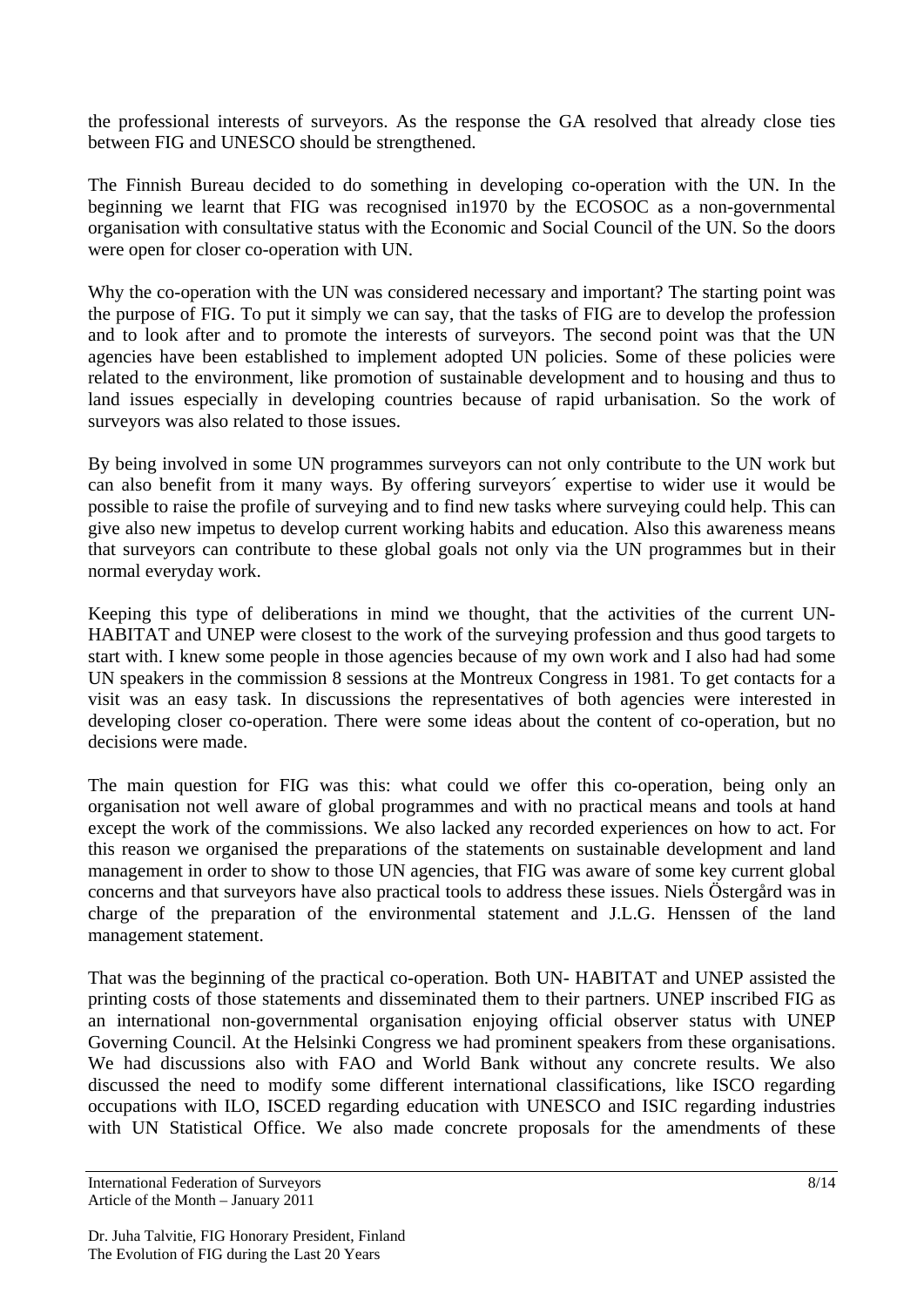the professional interests of surveyors. As the response the GA resolved that already close ties between FIG and UNESCO should be strengthened.

The Finnish Bureau decided to do something in developing co-operation with the UN. In the beginning we learnt that FIG was recognised in1970 by the ECOSOC as a non-governmental organisation with consultative status with the Economic and Social Council of the UN. So the doors were open for closer co-operation with UN.

Why the co-operation with the UN was considered necessary and important? The starting point was the purpose of FIG. To put it simply we can say, that the tasks of FIG are to develop the profession and to look after and to promote the interests of surveyors. The second point was that the UN agencies have been established to implement adopted UN policies. Some of these policies were related to the environment, like promotion of sustainable development and to housing and thus to land issues especially in developing countries because of rapid urbanisation. So the work of surveyors was also related to those issues.

By being involved in some UN programmes surveyors can not only contribute to the UN work but can also benefit from it many ways. By offering surveyors´ expertise to wider use it would be possible to raise the profile of surveying and to find new tasks where surveying could help. This can give also new impetus to develop current working habits and education. Also this awareness means that surveyors can contribute to these global goals not only via the UN programmes but in their normal everyday work.

Keeping this type of deliberations in mind we thought, that the activities of the current UN-HABITAT and UNEP were closest to the work of the surveying profession and thus good targets to start with. I knew some people in those agencies because of my own work and I also had had some UN speakers in the commission 8 sessions at the Montreux Congress in 1981. To get contacts for a visit was an easy task. In discussions the representatives of both agencies were interested in developing closer co-operation. There were some ideas about the content of co-operation, but no decisions were made.

The main question for FIG was this: what could we offer this co-operation, being only an organisation not well aware of global programmes and with no practical means and tools at hand except the work of the commissions. We also lacked any recorded experiences on how to act. For this reason we organised the preparations of the statements on sustainable development and land management in order to show to those UN agencies, that FIG was aware of some key current global concerns and that surveyors have also practical tools to address these issues. Niels Östergård was in charge of the preparation of the environmental statement and J.L.G. Henssen of the land management statement.

That was the beginning of the practical co-operation. Both UN- HABITAT and UNEP assisted the printing costs of those statements and disseminated them to their partners. UNEP inscribed FIG as an international non-governmental organisation enjoying official observer status with UNEP Governing Council. At the Helsinki Congress we had prominent speakers from these organisations. We had discussions also with FAO and World Bank without any concrete results. We also discussed the need to modify some different international classifications, like ISCO regarding occupations with ILO, ISCED regarding education with UNESCO and ISIC regarding industries with UN Statistical Office. We also made concrete proposals for the amendments of these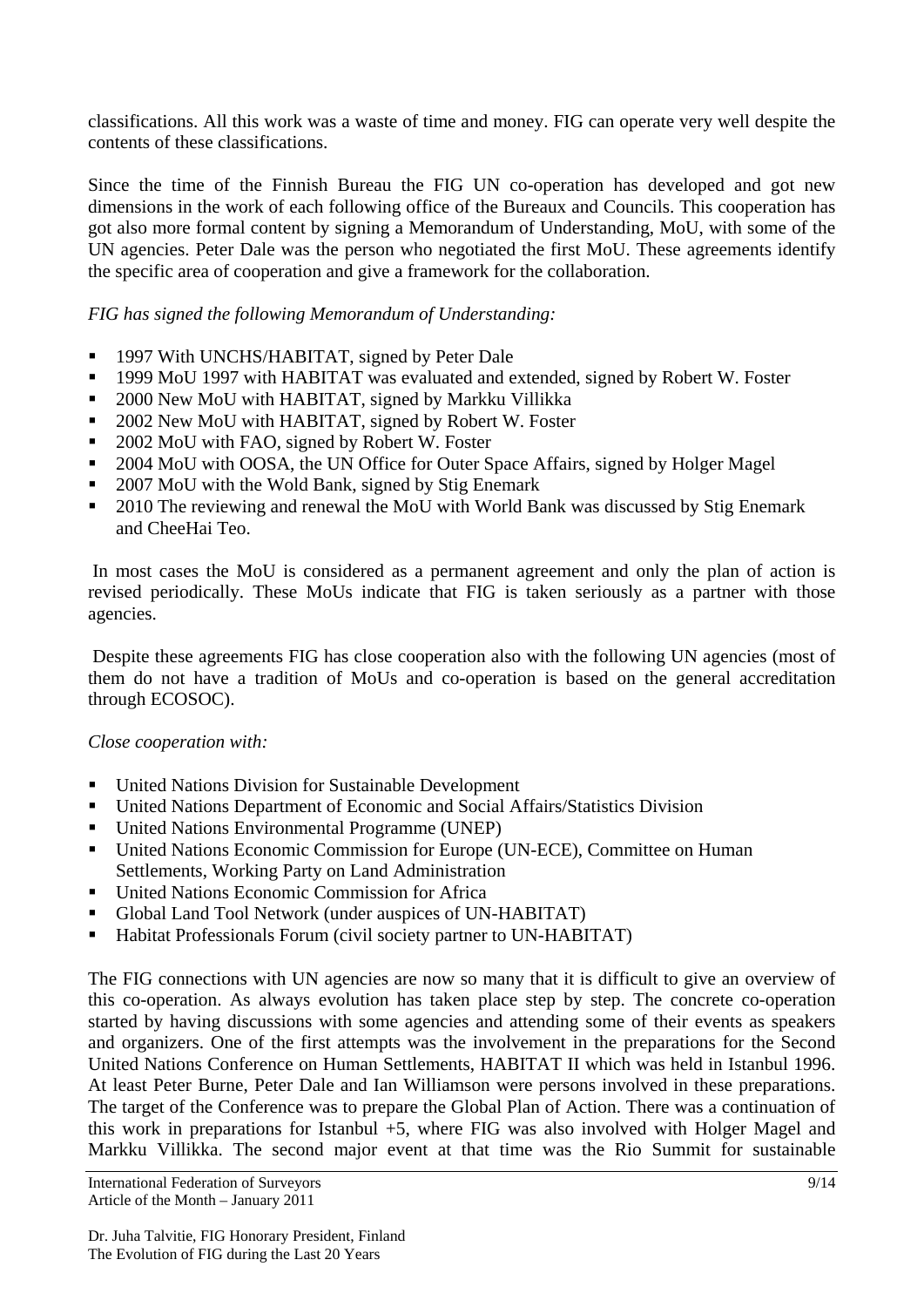classifications. All this work was a waste of time and money. FIG can operate very well despite the contents of these classifications.

Since the time of the Finnish Bureau the FIG UN co-operation has developed and got new dimensions in the work of each following office of the Bureaux and Councils. This cooperation has got also more formal content by signing a Memorandum of Understanding, MoU, with some of the UN agencies. Peter Dale was the person who negotiated the first MoU. These agreements identify the specific area of cooperation and give a framework for the collaboration.

*FIG has signed the following Memorandum of Understanding:*

- 1997 With UNCHS/HABITAT, signed by Peter Dale
- 1999 MoU 1997 with HABITAT was evaluated and extended, signed by Robert W. Foster
- 2000 New MoU with HABITAT, signed by Markku Villikka
- 2002 New MoU with HABITAT, signed by Robert W. Foster
- 2002 MoU with FAO, signed by Robert W. Foster
- 2004 MoU with OOSA, the UN Office for Outer Space Affairs, signed by Holger Magel
- 2007 MoU with the Wold Bank, signed by Stig Enemark
- 2010 The reviewing and renewal the MoU with World Bank was discussed by Stig Enemark and CheeHai Teo.

In most cases the MoU is considered as a permanent agreement and only the plan of action is revised periodically. These MoUs indicate that FIG is taken seriously as a partner with those agencies.

Despite these agreements FIG has close cooperation also with the following UN agencies (most of them do not have a tradition of MoUs and co-operation is based on the general accreditation through ECOSOC).

*Close cooperation with:*

- United Nations Division for Sustainable Development
- United Nations Department of Economic and Social Affairs/Statistics Division
- United Nations Environmental Programme (UNEP)
- United Nations Economic Commission for Europe (UN-ECE), Committee on Human Settlements, Working Party on Land Administration
- United Nations Economic Commission for Africa
- Global Land Tool Network (under auspices of UN-HABITAT)
- Habitat Professionals Forum (civil society partner to UN-HABITAT)

The FIG connections with UN agencies are now so many that it is difficult to give an overview of this co-operation. As always evolution has taken place step by step. The concrete co-operation started by having discussions with some agencies and attending some of their events as speakers and organizers. One of the first attempts was the involvement in the preparations for the Second United Nations Conference on Human Settlements, HABITAT II which was held in Istanbul 1996. At least Peter Burne, Peter Dale and Ian Williamson were persons involved in these preparations. The target of the Conference was to prepare the Global Plan of Action. There was a continuation of this work in preparations for Istanbul +5, where FIG was also involved with Holger Magel and Markku Villikka. The second major event at that time was the Rio Summit for sustainable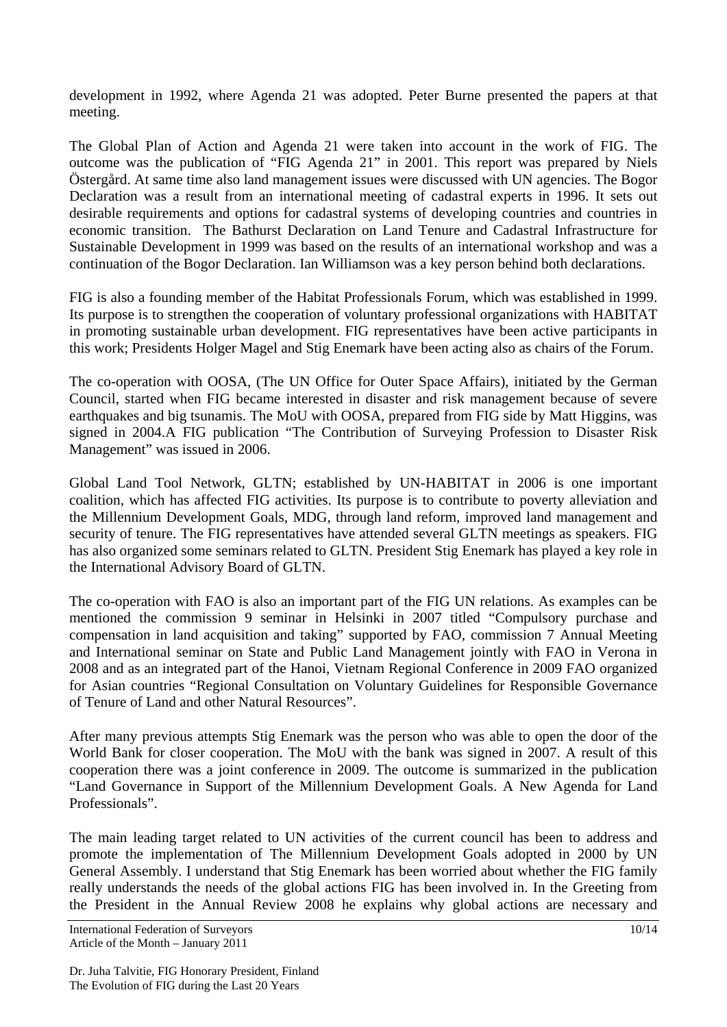development in 1992, where Agenda 21 was adopted. Peter Burne presented the papers at that meeting.

The Global Plan of Action and Agenda 21 were taken into account in the work of FIG. The outcome was the publication of "FIG Agenda 21" in 2001. This report was prepared by Niels Östergård. At same time also land management issues were discussed with UN agencies. The Bogor Declaration was a result from an international meeting of cadastral experts in 1996. It sets out desirable requirements and options for cadastral systems of developing countries and countries in economic transition. The Bathurst Declaration on Land Tenure and Cadastral Infrastructure for Sustainable Development in 1999 was based on the results of an international workshop and was a continuation of the Bogor Declaration. Ian Williamson was a key person behind both declarations.

FIG is also a founding member of the Habitat Professionals Forum, which was established in 1999. Its purpose is to strengthen the cooperation of voluntary professional organizations with HABITAT in promoting sustainable urban development. FIG representatives have been active participants in this work; Presidents Holger Magel and Stig Enemark have been acting also as chairs of the Forum.

The co-operation with OOSA, (The UN Office for Outer Space Affairs), initiated by the German Council, started when FIG became interested in disaster and risk management because of severe earthquakes and big tsunamis. The MoU with OOSA, prepared from FIG side by Matt Higgins, was signed in 2004.A FIG publication "The Contribution of Surveying Profession to Disaster Risk Management" was issued in 2006.

Global Land Tool Network, GLTN; established by UN-HABITAT in 2006 is one important coalition, which has affected FIG activities. Its purpose is to contribute to poverty alleviation and the Millennium Development Goals, MDG, through land reform, improved land management and security of tenure. The FIG representatives have attended several GLTN meetings as speakers. FIG has also organized some seminars related to GLTN. President Stig Enemark has played a key role in the International Advisory Board of GLTN.

The co-operation with FAO is also an important part of the FIG UN relations. As examples can be mentioned the commission 9 seminar in Helsinki in 2007 titled "Compulsory purchase and compensation in land acquisition and taking" supported by FAO, commission 7 Annual Meeting and International seminar on State and Public Land Management jointly with FAO in Verona in 2008 and as an integrated part of the Hanoi, Vietnam Regional Conference in 2009 FAO organized for Asian countries "Regional Consultation on Voluntary Guidelines for Responsible Governance of Tenure of Land and other Natural Resources".

After many previous attempts Stig Enemark was the person who was able to open the door of the World Bank for closer cooperation. The MoU with the bank was signed in 2007. A result of this cooperation there was a joint conference in 2009. The outcome is summarized in the publication "Land Governance in Support of the Millennium Development Goals. A New Agenda for Land Professionals".

The main leading target related to UN activities of the current council has been to address and promote the implementation of The Millennium Development Goals adopted in 2000 by UN General Assembly. I understand that Stig Enemark has been worried about whether the FIG family really understands the needs of the global actions FIG has been involved in. In the Greeting from the President in the Annual Review 2008 he explains why global actions are necessary and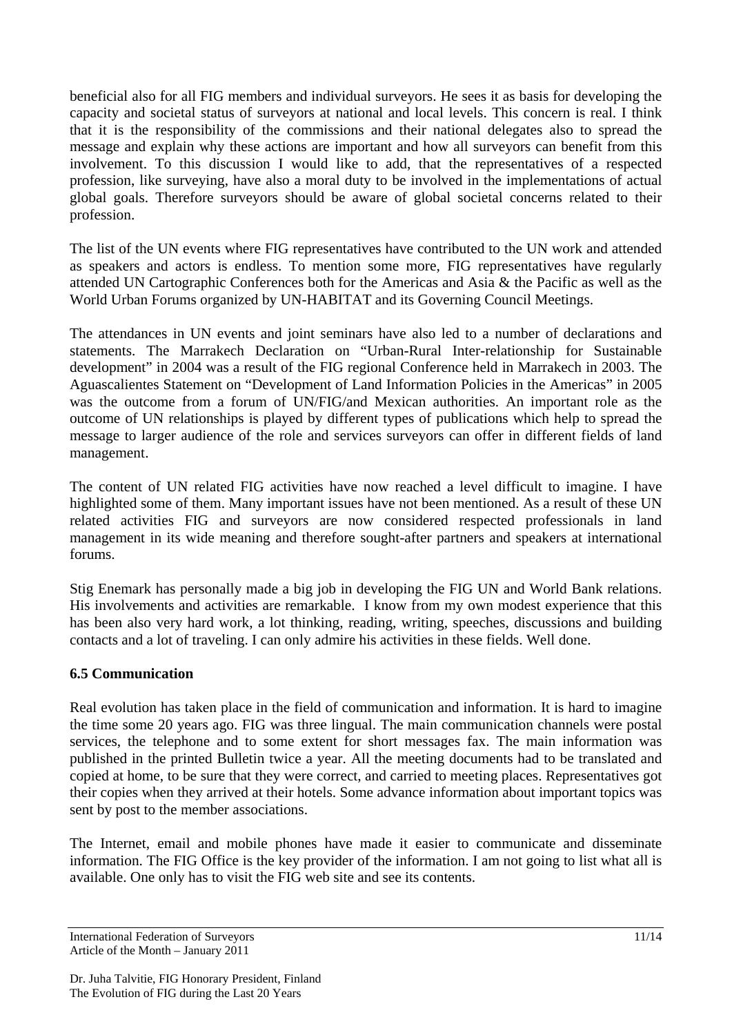beneficial also for all FIG members and individual surveyors. He sees it as basis for developing the capacity and societal status of surveyors at national and local levels. This concern is real. I think that it is the responsibility of the commissions and their national delegates also to spread the message and explain why these actions are important and how all surveyors can benefit from this involvement. To this discussion I would like to add, that the representatives of a respected profession, like surveying, have also a moral duty to be involved in the implementations of actual global goals. Therefore surveyors should be aware of global societal concerns related to their profession.

The list of the UN events where FIG representatives have contributed to the UN work and attended as speakers and actors is endless. To mention some more, FIG representatives have regularly attended UN Cartographic Conferences both for the Americas and Asia & the Pacific as well as the World Urban Forums organized by UN-HABITAT and its Governing Council Meetings.

The attendances in UN events and joint seminars have also led to a number of declarations and statements. The Marrakech Declaration on "Urban-Rural Inter-relationship for Sustainable development" in 2004 was a result of the FIG regional Conference held in Marrakech in 2003. The Aguascalientes Statement on "Development of Land Information Policies in the Americas" in 2005 was the outcome from a forum of UN/FIG/and Mexican authorities. An important role as the outcome of UN relationships is played by different types of publications which help to spread the message to larger audience of the role and services surveyors can offer in different fields of land management.

The content of UN related FIG activities have now reached a level difficult to imagine. I have highlighted some of them. Many important issues have not been mentioned. As a result of these UN related activities FIG and surveyors are now considered respected professionals in land management in its wide meaning and therefore sought-after partners and speakers at international forums.

Stig Enemark has personally made a big job in developing the FIG UN and World Bank relations. His involvements and activities are remarkable. I know from my own modest experience that this has been also very hard work, a lot thinking, reading, writing, speeches, discussions and building contacts and a lot of traveling. I can only admire his activities in these fields. Well done.

### 6.5 Communication

Real evolution has taken place in the field of communication and information. It is hard to imagine the time some 20 years ago. FIG was three lingual. The main communication channels were postal services, the telephone and to some extent for short messages fax. The main information was published in the printed Bulletin twice a year. All the meeting documents had to be translated and copied at home, to be sure that they were correct, and carried to meeting places. Representatives got their copies when they arrived at their hotels. Some advance information about important topics was sent by post to the member associations.

The Internet, email and mobile phones have made it easier to communicate and disseminate information. The FIG Office is the key provider of the information. I am not going to list what all is available. One only has to visit the FIG web site and see its contents.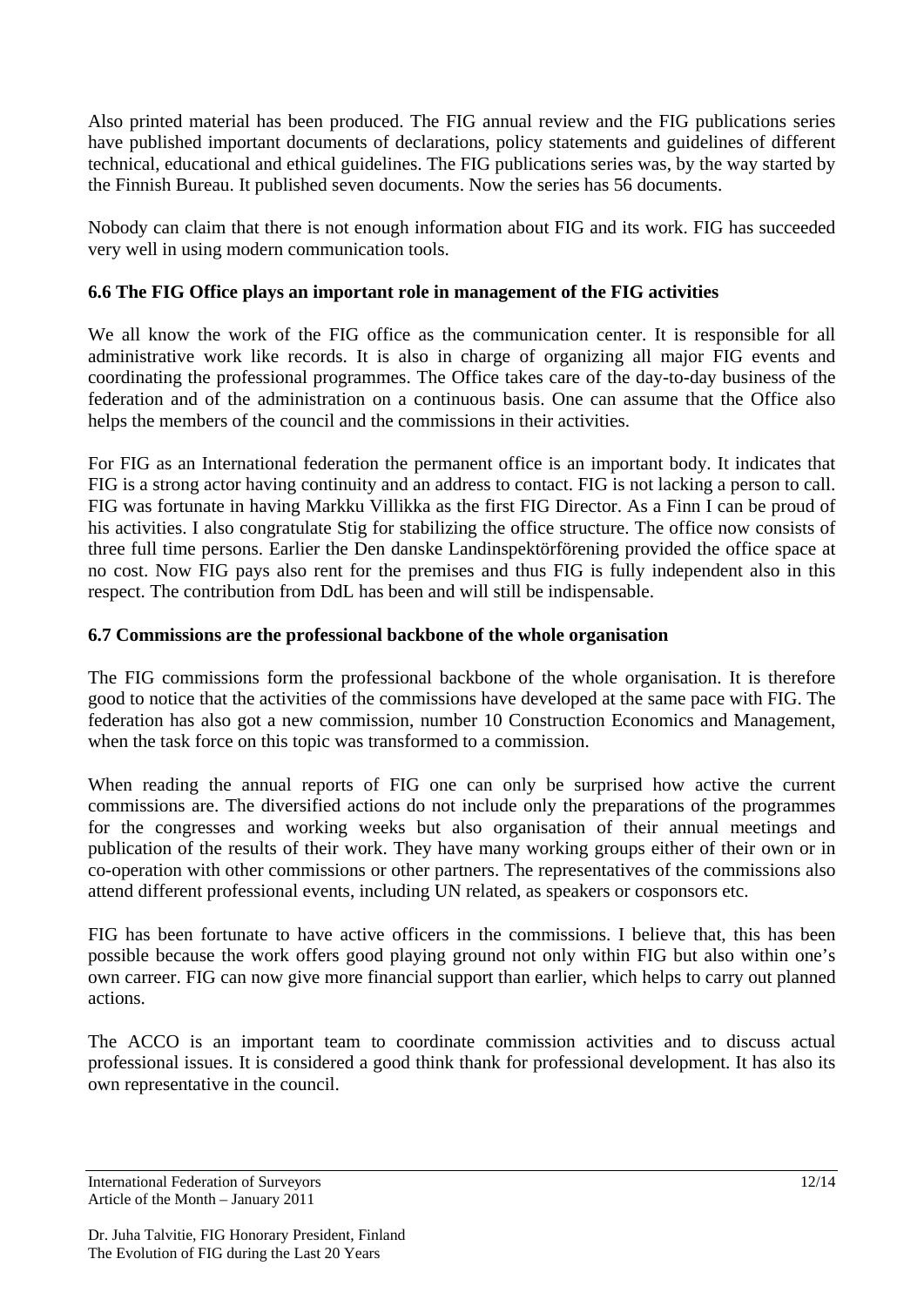Also printed material has been produced. The FIG annual review and the FIG publications series have published important documents of declarations, policy statements and guidelines of different technical, educational and ethical guidelines. The FIG publications series was, by the way started by the Finnish Bureau. It published seven documents. Now the series has 56 documents.

Nobody can claim that there is not enough information about FIG and its work. FIG has succeeded very well in using modern communication tools.

### 6.6 The FIG Office plays an important role in management of the FIG activities

We all know the work of the FIG office as the communication center. It is responsible for all administrative work like records. It is also in charge of organizing all major FIG events and coordinating the professional programmes. The Office takes care of the day-to-day business of the federation and of the administration on a continuous basis. One can assume that the Office also helps the members of the council and the commissions in their activities.

For FIG as an International federation the permanent office is an important body. It indicates that FIG is a strong actor having continuity and an address to contact. FIG is not lacking a person to call. FIG was fortunate in having Markku Villikka as the first FIG Director. As a Finn I can be proud of his activities. I also congratulate Stig for stabilizing the office structure. The office now consists of three full time persons. Earlier the Den danske Landinspektörförening provided the office space at no cost. Now FIG pays also rent for the premises and thus FIG is fully independent also in this respect. The contribution from DdL has been and will still be indispensable.

### 6.7 Commissions are the professional backbone of the whole organisation

The FIG commissions form the professional backbone of the whole organisation. It is therefore good to notice that the activities of the commissions have developed at the same pace with FIG. The federation has also got a new commission, number 10 Construction Economics and Management, when the task force on this topic was transformed to a commission.

When reading the annual reports of FIG one can only be surprised how active the current commissions are. The diversified actions do not include only the preparations of the programmes for the congresses and working weeks but also organisation of their annual meetings and publication of the results of their work. They have many working groups either of their own or in co-operation with other commissions or other partners. The representatives of the commissions also attend different professional events, including UN related, as speakers or cosponsors etc.

FIG has been fortunate to have active officers in the commissions. I believe that, this has been possible because the work offers good playing ground not only within FIG but also within one's own carreer. FIG can now give more financial support than earlier, which helps to carry out planned actions.

The ACCO is an important team to coordinate commission activities and to discuss actual professional issues. It is considered a good think thank for professional development. It has also its own representative in the council.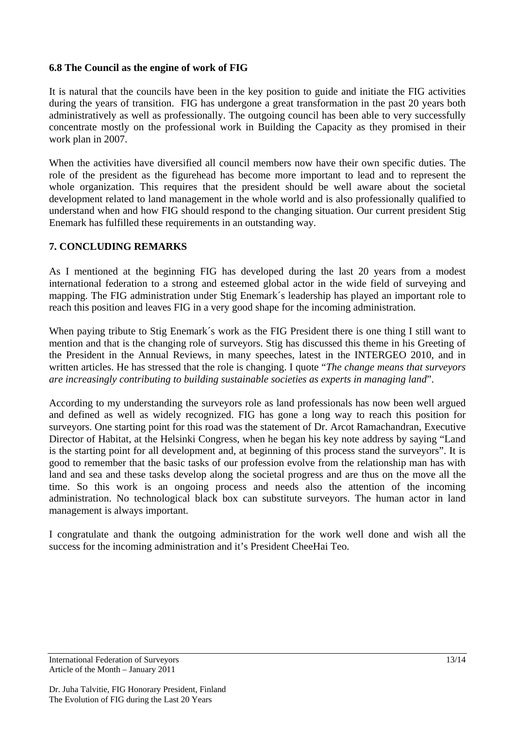### 6.8 The Council as the engine of work of FIG

It is natural that the councils have been in the key position to guide and initiate the FIG activities during the years of transition. FIG has undergone a great transformation in the past 20 years both administratively as well as professionally. The outgoing council has been able to very successfully concentrate mostly on the professional work in Building the Capacity as they promised in their work plan in 2007.

When the activities have diversified all council members now have their own specific duties. The role of the president as the figurehead has become more important to lead and to represent the whole organization. This requires that the president should be well aware about the societal development related to land management in the whole world and is also professionally qualified to understand when and how FIG should respond to the changing situation. Our current president Stig Enemark has fulfilled these requirements in an outstanding way.

## 7. CONCLUDING REMARKS

As I mentioned at the beginning FIG has developed during the last 20 years from a modest international federation to a strong and esteemed global actor in the wide field of surveying and mapping. The FIG administration under Stig Enemark´s leadership has played an important role to reach this position and leaves FIG in a very good shape for the incoming administration.

When paying tribute to Stig Enemark´s work as the FIG President there is one thing I still want to mention and that is the changing role of surveyors. Stig has discussed this theme in his Greeting of the President in the Annual Reviews, in many speeches, latest in the INTERGEO 2010, and in written articles. He has stressed that the role is changing. I quote "*The change means that surveyors are increasingly contributing to building sustainable societies as experts in managing land*".

According to my understanding the surveyors role as land professionals has now been well argued and defined as well as widely recognized. FIG has gone a long way to reach this position for surveyors. One starting point for this road was the statement of Dr. Arcot Ramachandran, Executive Director of Habitat, at the Helsinki Congress, when he began his key note address by saying "Land is the starting point for all development and, at beginning of this process stand the surveyors". It is good to remember that the basic tasks of our profession evolve from the relationship man has with land and sea and these tasks develop along the societal progress and are thus on the move all the time. So this work is an ongoing process and needs also the attention of the incoming administration. No technological black box can substitute surveyors. The human actor in land management is always important.

I congratulate and thank the outgoing administration for the work well done and wish all the success for the incoming administration and it's President CheeHai Teo.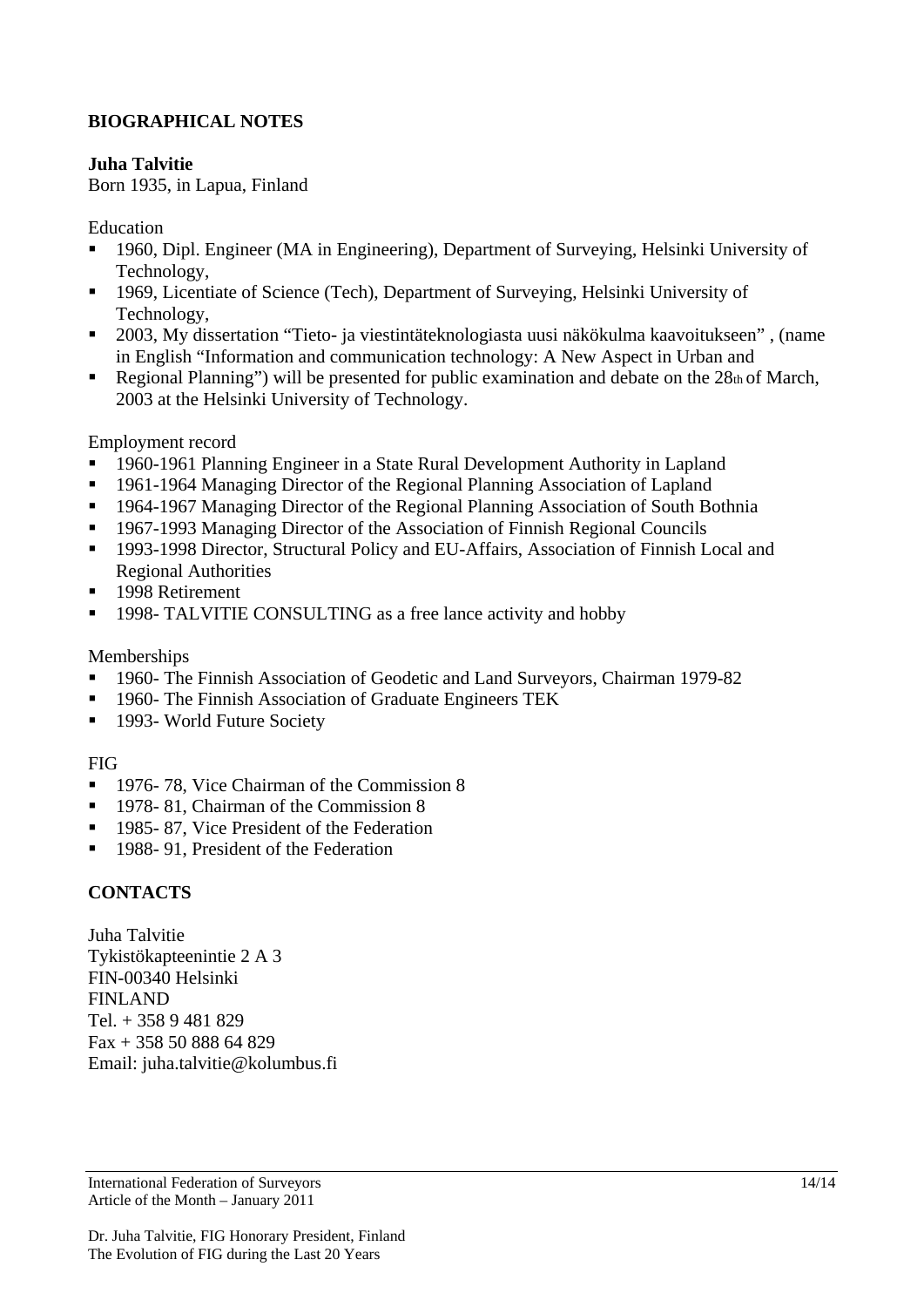## BIOGRAPHICAL NOTES

**Juha Talvitie**
Born 1935, in Lapua, Finland

Education

- 1960, Dipl. Engineer (MA in Engineering), Department of Surveying, Helsinki University of Technology,
- 1969, Licentiate of Science (Tech), Department of Surveying, Helsinki University of Technology,
- 2003, My dissertation "Tieto- ja viestintäteknologiasta uusi näkökulma kaavoitukseen" , (name in English "Information and communication technology: A New Aspect in Urban and
- Regional Planning") will be presented for public examination and debate on the 28th of March, 2003 at the Helsinki University of Technology.

Employment record

- 1960-1961 Planning Engineer in a State Rural Development Authority in Lapland
- 1961-1964 Managing Director of the Regional Planning Association of Lapland
- 1964-1967 Managing Director of the Regional Planning Association of South Bothnia
- 1967-1993 Managing Director of the Association of Finnish Regional Councils
- 1993-1998 Director, Structural Policy and EU-Affairs, Association of Finnish Local and Regional Authorities
- 1998 Retirement
- 1998- TALVITIE CONSULTING as a free lance activity and hobby

Memberships

- 1960- The Finnish Association of Geodetic and Land Surveyors, Chairman 1979-82
- 1960- The Finnish Association of Graduate Engineers TEK
- 1993- World Future Society

FIG

- 1976- 78, Vice Chairman of the Commission 8
- 1978- 81, Chairman of the Commission 8
- 1985- 87, Vice President of the Federation
- 1988- 91, President of the Federation

## CONTACTS

Juha Talvitie
Tykistökapteenintie 2 A 3
FIN-00340 Helsinki
FINLAND
Tel. + 358 9 481 829
Fax + 358 50 888 64 829
Email: juha.talvitie@kolumbus.fi